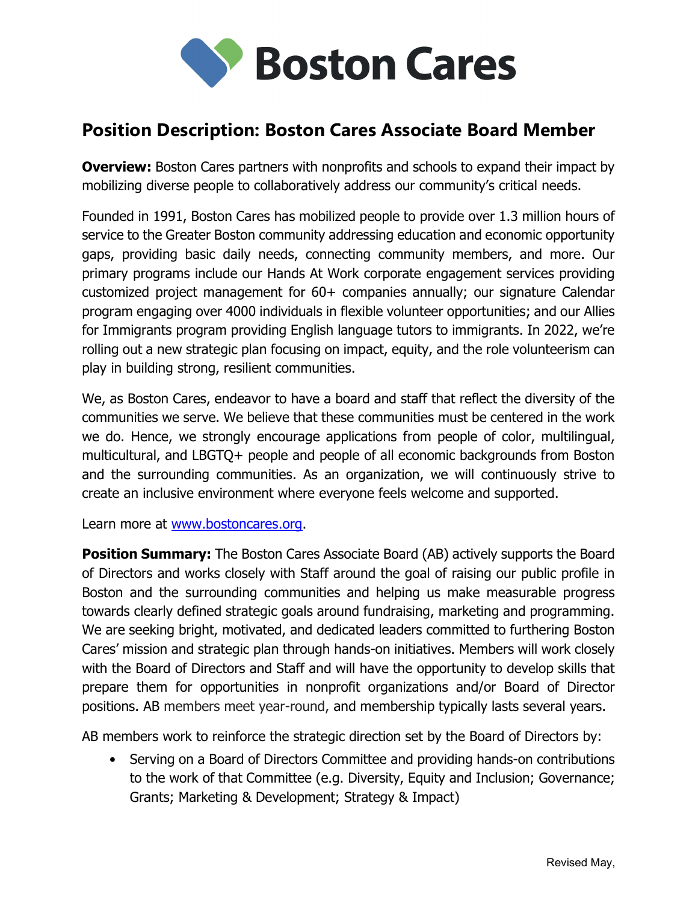# Boston Cares

## Position Description: Boston Cares Associate Board Member

**Overview:** Boston Cares partners with nonprofits and schools to expand their impact by mobilizing diverse people to collaboratively address our community's critical needs.

Founded in 1991, Boston Cares has mobilized people to provide over 1.3 million hours of service to the Greater Boston community addressing education and economic opportunity gaps, providing basic daily needs, connecting community members, and more. Our primary programs include our Hands At Work corporate engagement services providing customized project management for 60+ companies annually; our signature Calendar program engaging over 4000 individuals in flexible volunteer opportunities; and our Allies for Immigrants program providing English language tutors to immigrants. In 2022, we're rolling out a new strategic plan focusing on impact, equity, and the role volunteerism can play in building strong, resilient communities.

We, as Boston Cares, endeavor to have a board and staff that reflect the diversity of the communities we serve. We believe that these communities must be centered in the work we do. Hence, we strongly encourage applications from people of color, multilingual, multicultural, and LBGTQ+ people and people of all economic backgrounds from Boston and the surrounding communities. As an organization, we will continuously strive to create an inclusive environment where everyone feels welcome and supported.

Learn more at [www.bostoncares.org](http://www.bostoncares.org).

**Position Summary:** The Boston Cares Associate Board (AB) actively supports the Board of Directors and works closely with Staff around the goal of raising our public profile in Boston and the surrounding communities and helping us make measurable progress towards clearly defined strategic goals around fundraising, marketing and programming. We are seeking bright, motivated, and dedicated leaders committed to furthering Boston Cares' mission and strategic plan through hands-on initiatives. Members will work closely with the Board of Directors and Staff and will have the opportunity to develop skills that prepare them for opportunities in nonprofit organizations and/or Board of Director positions. AB members meet year-round, and membership typically lasts several years.

AB members work to reinforce the strategic direction set by the Board of Directors by:

- Serving on a Board of Directors Committee and providing hands-on contributions to the work of that Committee (e.g. Diversity, Equity and Inclusion; Governance; Grants; Marketing & Development; Strategy & Impact)

Revised May,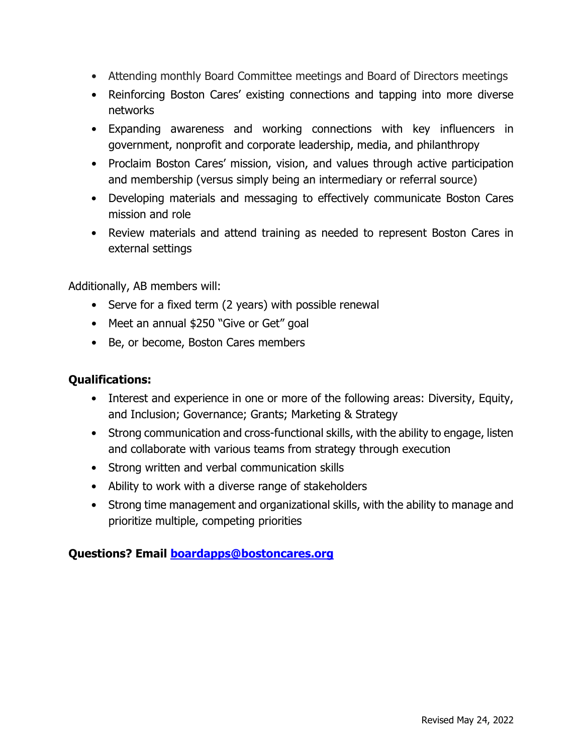- Attending monthly Board Committee meetings and Board of Directors meetings
- Reinforcing Boston Cares' existing connections and tapping into more diverse networks
- Expanding awareness and working connections with key influencers in government, nonprofit and corporate leadership, media, and philanthropy
- Proclaim Boston Cares' mission, vision, and values through active participation and membership (versus simply being an intermediary or referral source)
- Developing materials and messaging to effectively communicate Boston Cares mission and role
- Review materials and attend training as needed to represent Boston Cares in external settings

Additionally, AB members will:

- Serve for a fixed term (2 years) with possible renewal
- Meet an annual $250 "Give or Get" goal
- Be, or become, Boston Cares members

**Qualifications:**

- Interest and experience in one or more of the following areas: Diversity, Equity, and Inclusion; Governance; Grants; Marketing & Strategy
- Strong communication and cross-functional skills, with the ability to engage, listen and collaborate with various teams from strategy through execution
- Strong written and verbal communication skills
- Ability to work with a diverse range of stakeholders
- Strong time management and organizational skills, with the ability to manage and prioritize multiple, competing priorities

**Questions? Email [boardapps@bostoncares.org](mailto:boardapps@bostoncares.org)**

Revised May 24, 2022